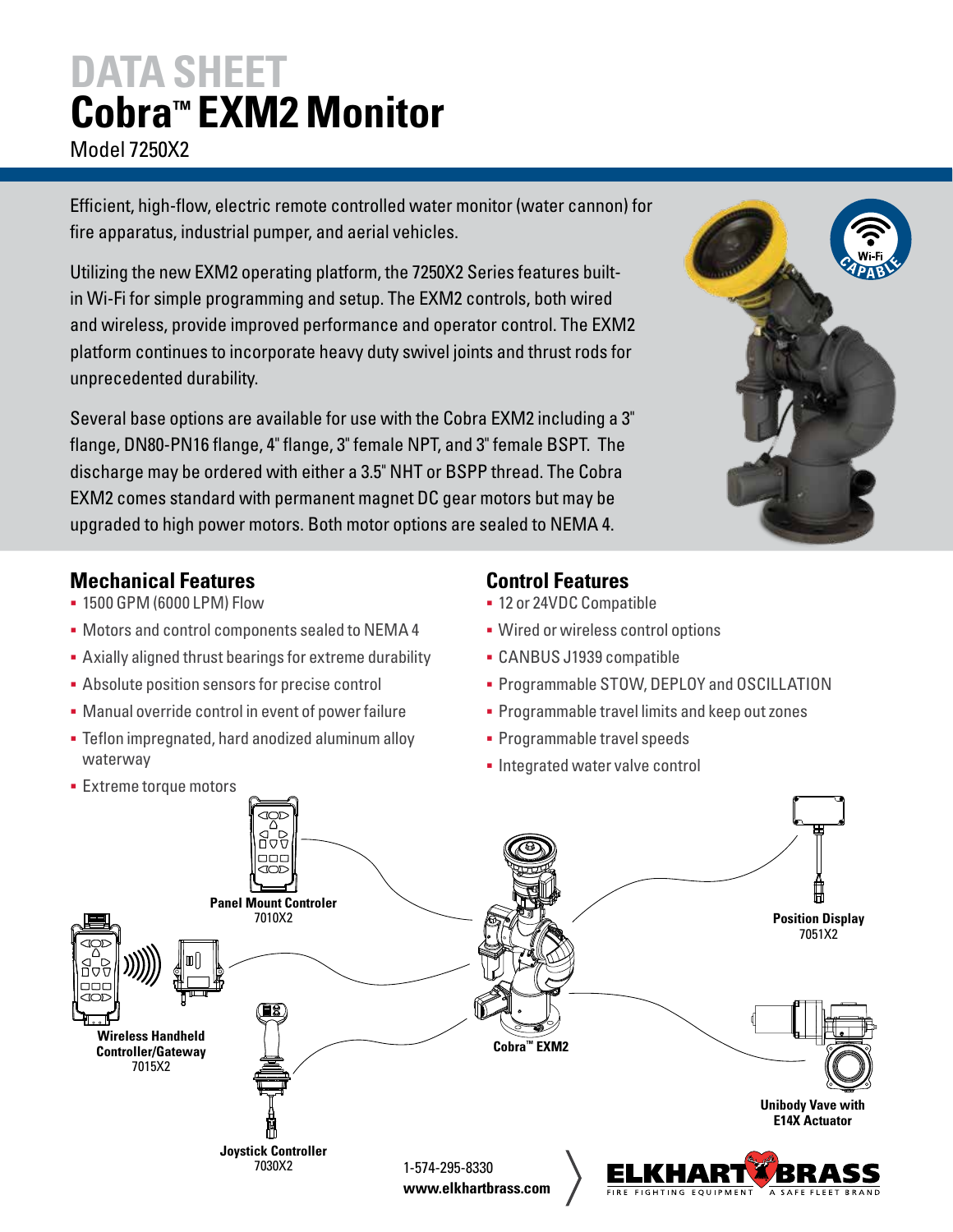# DATA SHEET
# Cobra™ EXM2 Monitor

Model 7250X2

Efficient, high-flow, electric remote controlled water monitor (water cannon) for fire apparatus, industrial pumper, and aerial vehicles.

Utilizing the new EXM2 operating platform, the 7250X2 Series features built-in Wi-Fi for simple programming and setup. The EXM2 controls, both wired and wireless, provide improved performance and operator control. The EXM2 platform continues to incorporate heavy duty swivel joints and thrust rods for unprecedented durability.

Several base options are available for use with the Cobra EXM2 including a 3" flange, DN80-PN16 flange, 4" flange, 3" female NPT, and 3" female BSPT. The discharge may be ordered with either a 3.5" NHT or BSPP thread. The Cobra EXM2 comes standard with permanent magnet DC gear motors but may be upgraded to high power motors. Both motor options are sealed to NEMA 4.

Wi-Fi CAPABLE

## Mechanical Features

- 1500 GPM (6000 LPM) Flow
- Motors and control components sealed to NEMA 4
- Axially aligned thrust bearings for extreme durability
- Absolute position sensors for precise control
- Manual override control in event of power failure
- Teflon impregnated, hard anodized aluminum alloy waterway
- Extreme torque motors

## Control Features

- 12 or 24VDC Compatible
- Wired or wireless control options
- CANBUS J1939 compatible
- Programmable STOW, DEPLOY and OSCILLATION
- Programmable travel limits and keep out zones
- Programmable travel speeds
- Integrated water valve control

**Panel Mount Controler**
7010X2

**Wireless Handheld Controller/Gateway**
7015X2

**Joystick Controller**
7030X2

**Cobra™ EXM2**

**Position Display**
7051X2

**Unibody Vave with E14X Actuator**

1-574-295-8330
**www.elkhartbrass.com**

ELKHART BRASS — FIRE FIGHTING EQUIPMENT — A SAFE FLEET BRAND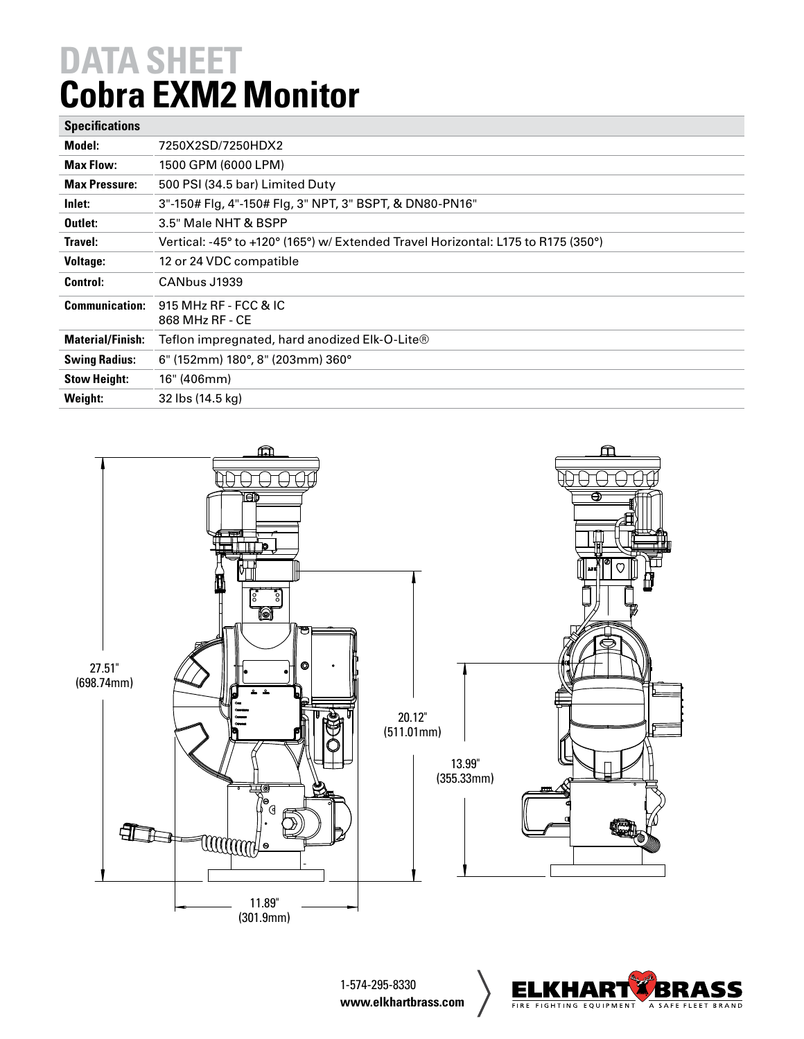# DATA SHEET
# Cobra EXM2 Monitor

| Specifications | |
|---|---|
| **Model:** | 7250X2SD/7250HDX2 |
| **Max Flow:** | 1500 GPM (6000 LPM) |
| **Max Pressure:** | 500 PSI (34.5 bar) Limited Duty |
| **Inlet:** | 3"-150# Flg, 4"-150# Flg, 3" NPT, 3" BSPT, & DN80-PN16" |
| **Outlet:** | 3.5" Male NHT & BSPP |
| **Travel:** | Vertical: -45° to +120° (165°) w/ Extended Travel Horizontal: L175 to R175 (350°) |
| **Voltage:** | 12 or 24 VDC compatible |
| **Control:** | CANbus J1939 |
| **Communication:** | 915 MHz RF - FCC & IC<br>868 MHz RF - CE |
| **Material/Finish:** | Teflon impregnated, hard anodized Elk-O-Lite® |
| **Swing Radius:** | 6" (152mm) 180°, 8" (203mm) 360° |
| **Stow Height:** | 16" (406mm) |
| **Weight:** | 32 lbs (14.5 kg) |

27.51" (698.74mm)

20.12" (511.01mm)

13.99" (355.33mm)

11.89" (301.9mm)

1-574-295-8330
**www.elkhartbrass.com**

ELKHART BRASS
FIRE FIGHTING EQUIPMENT | A SAFE FLEET BRAND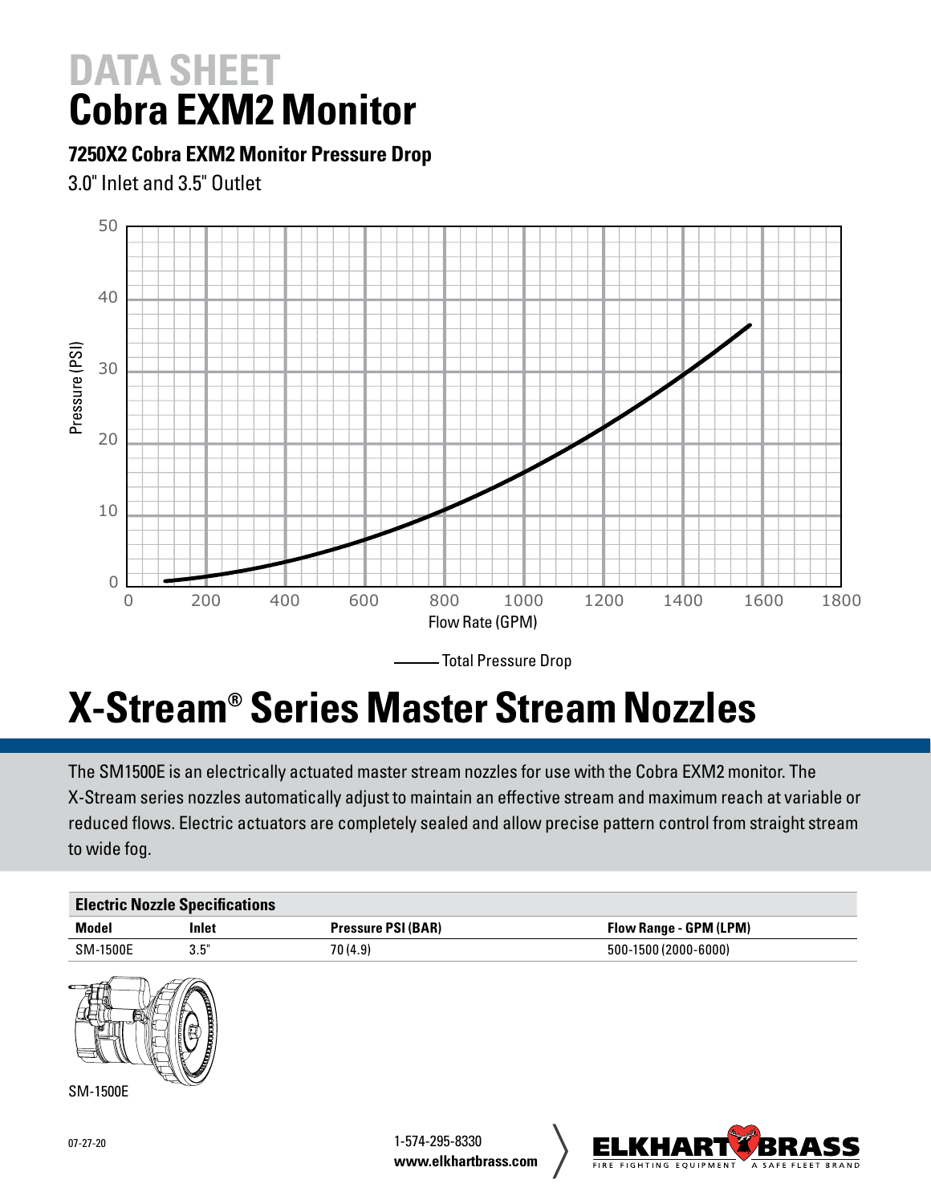# DATA SHEET

# Cobra EXM2 Monitor

### 7250X2 Cobra EXM2 Monitor Pressure Drop

3.0" Inlet and 3.5" Outlet

Pressure (PSI)

50
40
30
20
10
0

0 200 400 600 800 1000 1200 1400 1600 1800

Flow Rate (GPM)

Total Pressure Drop

# X-Stream® Series Master Stream Nozzles

The SM1500E is an electrically actuated master stream nozzles for use with the Cobra EXM2 monitor. The X-Stream series nozzles automatically adjust to maintain an effective stream and maximum reach at variable or reduced flows. Electric actuators are completely sealed and allow precise pattern control from straight stream to wide fog.

**Electric Nozzle Specifications**

| Model | Inlet | Pressure PSI (BAR) | Flow Range - GPM (LPM) |
|---|---|---|---|
| SM-1500E | 3.5" | 70 (4.9) | 500-1500 (2000-6000) |

SM-1500E

07-27-20

1-574-295-8330
**www.elkhartbrass.com**

ELKHART BRASS
FIRE FIGHTING EQUIPMENT A SAFE FLEET BRAND